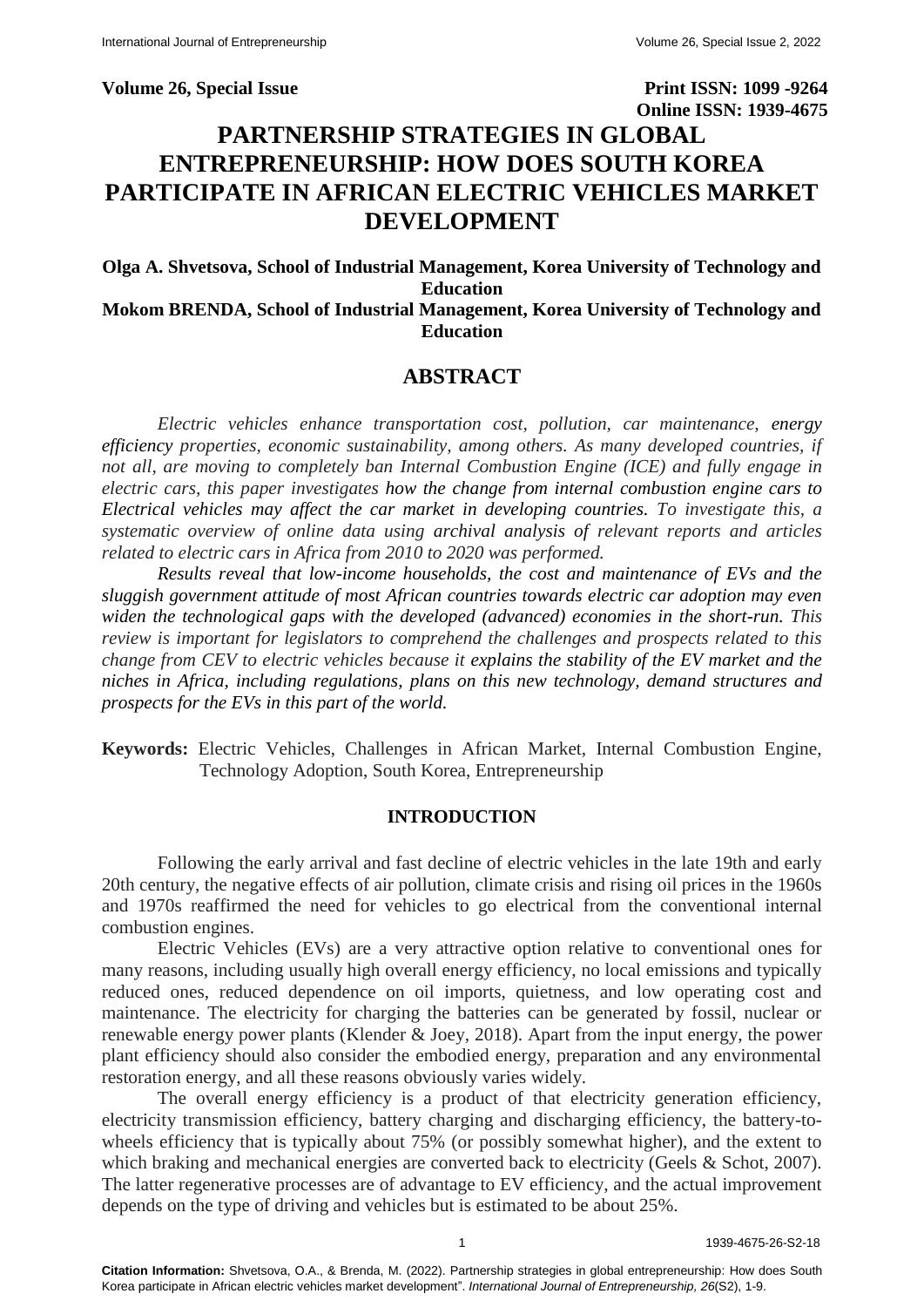**Volume 26, Special Issue** **Print ISSN: 1099 -9264**
**Online ISSN: 1939-4675**

# PARTNERSHIP STRATEGIES IN GLOBAL ENTREPRENEURSHIP: HOW DOES SOUTH KOREA PARTICIPATE IN AFRICAN ELECTRIC VEHICLES MARKET DEVELOPMENT

**Olga A. Shvetsova, School of Industrial Management, Korea University of Technology and Education**

**Mokom BRENDA, School of Industrial Management, Korea University of Technology and Education**

## ABSTRACT

*Electric vehicles enhance transportation cost, pollution, car maintenance, energy efficiency properties, economic sustainability, among others. As many developed countries, if not all, are moving to completely ban Internal Combustion Engine (ICE) and fully engage in electric cars, this paper investigates how the change from internal combustion engine cars to Electrical vehicles may affect the car market in developing countries. To investigate this, a systematic overview of online data using archival analysis of relevant reports and articles related to electric cars in Africa from 2010 to 2020 was performed.*

*Results reveal that low-income households, the cost and maintenance of EVs and the sluggish government attitude of most African countries towards electric car adoption may even widen the technological gaps with the developed (advanced) economies in the short-run. This review is important for legislators to comprehend the challenges and prospects related to this change from CEV to electric vehicles because it explains the stability of the EV market and the niches in Africa, including regulations, plans on this new technology, demand structures and prospects for the EVs in this part of the world.*

**Keywords:** Electric Vehicles, Challenges in African Market, Internal Combustion Engine, Technology Adoption, South Korea, Entrepreneurship

## INTRODUCTION

Following the early arrival and fast decline of electric vehicles in the late 19th and early 20th century, the negative effects of air pollution, climate crisis and rising oil prices in the 1960s and 1970s reaffirmed the need for vehicles to go electrical from the conventional internal combustion engines.

Electric Vehicles (EVs) are a very attractive option relative to conventional ones for many reasons, including usually high overall energy efficiency, no local emissions and typically reduced ones, reduced dependence on oil imports, quietness, and low operating cost and maintenance. The electricity for charging the batteries can be generated by fossil, nuclear or renewable energy power plants (Klender & Joey, 2018). Apart from the input energy, the power plant efficiency should also consider the embodied energy, preparation and any environmental restoration energy, and all these reasons obviously varies widely.

The overall energy efficiency is a product of that electricity generation efficiency, electricity transmission efficiency, battery charging and discharging efficiency, the battery-to-wheels efficiency that is typically about 75% (or possibly somewhat higher), and the extent to which braking and mechanical energies are converted back to electricity (Geels & Schot, 2007). The latter regenerative processes are of advantage to EV efficiency, and the actual improvement depends on the type of driving and vehicles but is estimated to be about 25%.

**Citation Information:** Shvetsova, O.A., & Brenda, M. (2022). Partnership strategies in global entrepreneurship: How does South Korea participate in African electric vehicles market development". *International Journal of Entrepreneurship, 26*(S2), 1-9.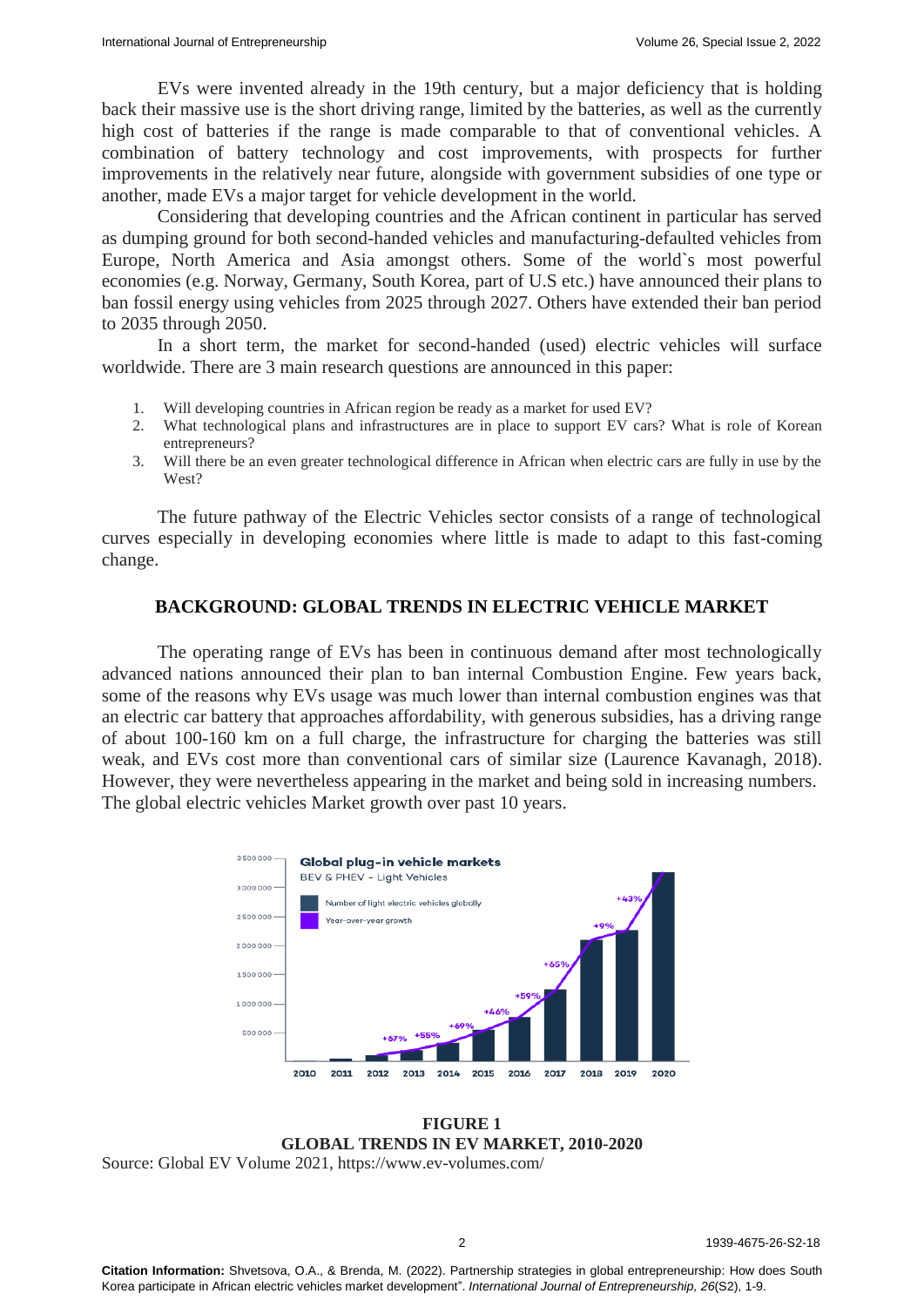EVs were invented already in the 19th century, but a major deficiency that is holding back their massive use is the short driving range, limited by the batteries, as well as the currently high cost of batteries if the range is made comparable to that of conventional vehicles. A combination of battery technology and cost improvements, with prospects for further improvements in the relatively near future, alongside with government subsidies of one type or another, made EVs a major target for vehicle development in the world.

Considering that developing countries and the African continent in particular has served as dumping ground for both second-handed vehicles and manufacturing-defaulted vehicles from Europe, North America and Asia amongst others. Some of the world`s most powerful economies (e.g. Norway, Germany, South Korea, part of U.S etc.) have announced their plans to ban fossil energy using vehicles from 2025 through 2027. Others have extended their ban period to 2035 through 2050.

In a short term, the market for second-handed (used) electric vehicles will surface worldwide. There are 3 main research questions are announced in this paper:

1. Will developing countries in African region be ready as a market for used EV?
2. What technological plans and infrastructures are in place to support EV cars? What is role of Korean entrepreneurs?
3. Will there be an even greater technological difference in African when electric cars are fully in use by the West?

The future pathway of the Electric Vehicles sector consists of a range of technological curves especially in developing economies where little is made to adapt to this fast-coming change.

## BACKGROUND: GLOBAL TRENDS IN ELECTRIC VEHICLE MARKET

The operating range of EVs has been in continuous demand after most technologically advanced nations announced their plan to ban internal Combustion Engine. Few years back, some of the reasons why EVs usage was much lower than internal combustion engines was that an electric car battery that approaches affordability, with generous subsidies, has a driving range of about 100-160 km on a full charge, the infrastructure for charging the batteries was still weak, and EVs cost more than conventional cars of similar size (Laurence Kavanagh, 2018). However, they were nevertheless appearing in the market and being sold in increasing numbers. The global electric vehicles Market growth over past 10 years.

**FIGURE 1**
**GLOBAL TRENDS IN EV MARKET, 2010-2020**

Source: Global EV Volume 2021, https://www.ev-volumes.com/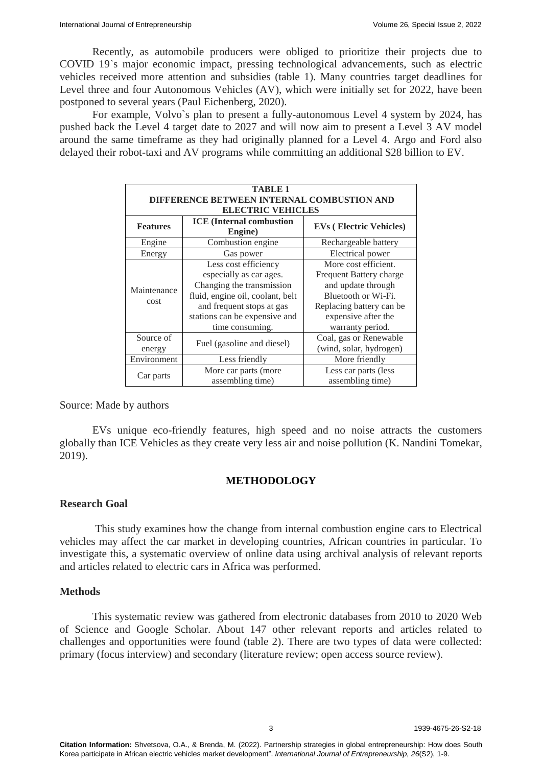Recently, as automobile producers were obliged to prioritize their projects due to COVID 19`s major economic impact, pressing technological advancements, such as electric vehicles received more attention and subsidies (table 1). Many countries target deadlines for Level three and four Autonomous Vehicles (AV), which were initially set for 2022, have been postponed to several years (Paul Eichenberg, 2020).

For example, Volvo`s plan to present a fully-autonomous Level 4 system by 2024, has pushed back the Level 4 target date to 2027 and will now aim to present a Level 3 AV model around the same timeframe as they had originally planned for a Level 4. Argo and Ford also delayed their robot-taxi and AV programs while committing an additional $28 billion to EV.

**TABLE 1**
**DIFFERENCE BETWEEN INTERNAL COMBUSTION AND ELECTRIC VEHICLES**

| Features | ICE (Internal combustion Engine) | EVs ( Electric Vehicles) |
|---|---|---|
| Engine | Combustion engine | Rechargeable battery |
| Energy | Gas power | Electrical power |
| Maintenance cost | Less cost efficiency especially as car ages. Changing the transmission fluid, engine oil, coolant, belt and frequent stops at gas stations can be expensive and time consuming. | More cost efficient. Frequent Battery charge and update through Bluetooth or Wi-Fi. Replacing battery can be expensive after the warranty period. |
| Source of energy | Fuel (gasoline and diesel) | Coal, gas or Renewable (wind, solar, hydrogen) |
| Environment | Less friendly | More friendly |
| Car parts | More car parts (more assembling time) | Less car parts (less assembling time) |

Source: Made by authors

EVs unique eco-friendly features, high speed and no noise attracts the customers globally than ICE Vehicles as they create very less air and noise pollution (K. Nandini Tomekar, 2019).

## METHODOLOGY

### Research Goal

This study examines how the change from internal combustion engine cars to Electrical vehicles may affect the car market in developing countries, African countries in particular. To investigate this, a systematic overview of online data using archival analysis of relevant reports and articles related to electric cars in Africa was performed.

### Methods

This systematic review was gathered from electronic databases from 2010 to 2020 Web of Science and Google Scholar. About 147 other relevant reports and articles related to challenges and opportunities were found (table 2). There are two types of data were collected: primary (focus interview) and secondary (literature review; open access source review).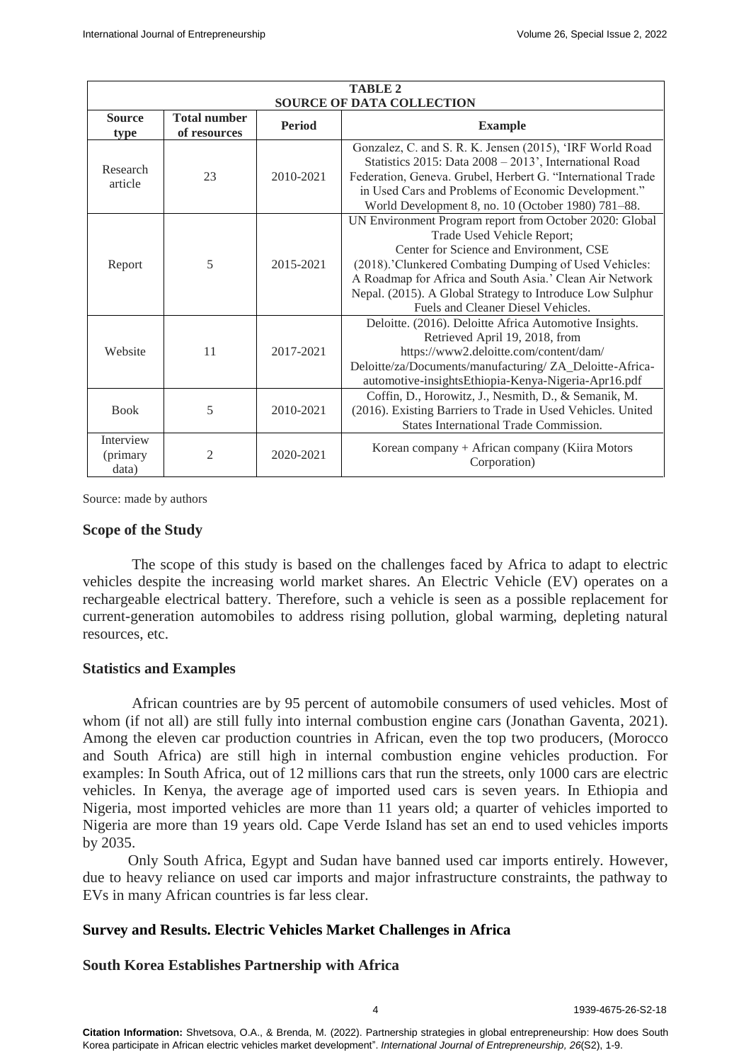**TABLE 2**
**SOURCE OF DATA COLLECTION**

| Source type | Total number of resources | Period | Example |
|---|---|---|---|
| Research article | 23 | 2010-2021 | Gonzalez, C. and S. R. K. Jensen (2015), 'IRF World Road Statistics 2015: Data 2008 – 2013', International Road Federation, Geneva. Grubel, Herbert G. "International Trade in Used Cars and Problems of Economic Development." World Development 8, no. 10 (October 1980) 781–88. |
| Report | 5 | 2015-2021 | UN Environment Program report from October 2020: Global Trade Used Vehicle Report; Center for Science and Environment, CSE (2018).'Clunkered Combating Dumping of Used Vehicles: A Roadmap for Africa and South Asia.' Clean Air Network Nepal. (2015). A Global Strategy to Introduce Low Sulphur Fuels and Cleaner Diesel Vehicles. |
| Website | 11 | 2017-2021 | Deloitte. (2016). Deloitte Africa Automotive Insights. Retrieved April 19, 2018, from https://www2.deloitte.com/content/dam/ Deloitte/za/Documents/manufacturing/ ZA_Deloitte-Africa-automotive-insightsEthiopia-Kenya-Nigeria-Apr16.pdf |
| Book | 5 | 2010-2021 | Coffin, D., Horowitz, J., Nesmith, D., & Semanik, M. (2016). Existing Barriers to Trade in Used Vehicles. United States International Trade Commission. |
| Interview (primary data) | 2 | 2020-2021 | Korean company + African company (Kiira Motors Corporation) |

Source: made by authors

## Scope of the Study

The scope of this study is based on the challenges faced by Africa to adapt to electric vehicles despite the increasing world market shares. An Electric Vehicle (EV) operates on a rechargeable electrical battery. Therefore, such a vehicle is seen as a possible replacement for current-generation automobiles to address rising pollution, global warming, depleting natural resources, etc.

## Statistics and Examples

African countries are by 95 percent of automobile consumers of used vehicles. Most of whom (if not all) are still fully into internal combustion engine cars (Jonathan Gaventa, 2021). Among the eleven car production countries in African, even the top two producers, (Morocco and South Africa) are still high in internal combustion engine vehicles production. For examples: In South Africa, out of 12 millions cars that run the streets, only 1000 cars are electric vehicles. In Kenya, the average age of imported used cars is seven years. In Ethiopia and Nigeria, most imported vehicles are more than 11 years old; a quarter of vehicles imported to Nigeria are more than 19 years old. Cape Verde Island has set an end to used vehicles imports by 2035.

Only South Africa, Egypt and Sudan have banned used car imports entirely. However, due to heavy reliance on used car imports and major infrastructure constraints, the pathway to EVs in many African countries is far less clear.

## Survey and Results. Electric Vehicles Market Challenges in Africa

### South Korea Establishes Partnership with Africa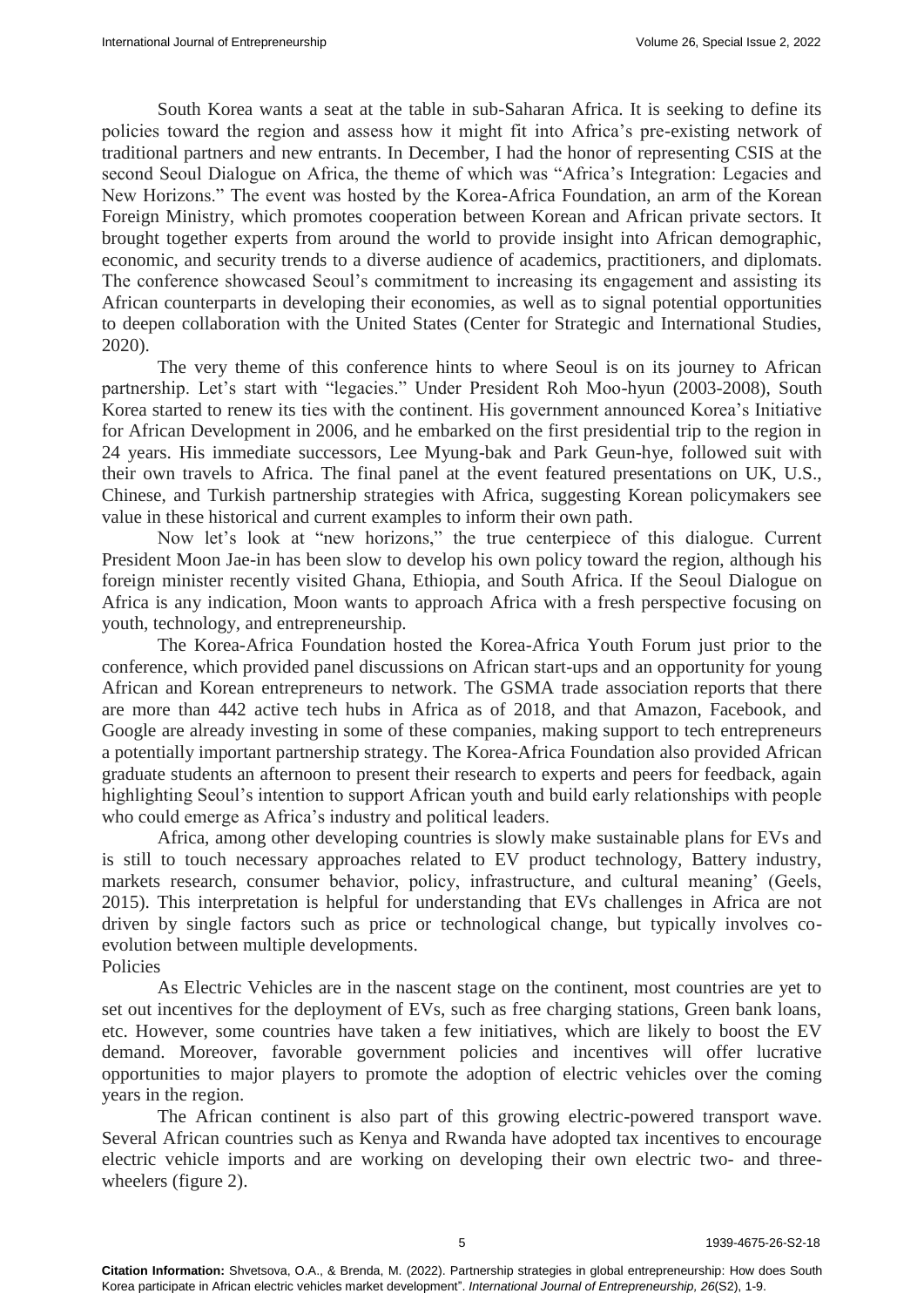South Korea wants a seat at the table in sub-Saharan Africa. It is seeking to define its policies toward the region and assess how it might fit into Africa's pre-existing network of traditional partners and new entrants. In December, I had the honor of representing CSIS at the second Seoul Dialogue on Africa, the theme of which was "Africa's Integration: Legacies and New Horizons." The event was hosted by the Korea-Africa Foundation, an arm of the Korean Foreign Ministry, which promotes cooperation between Korean and African private sectors. It brought together experts from around the world to provide insight into African demographic, economic, and security trends to a diverse audience of academics, practitioners, and diplomats. The conference showcased Seoul's commitment to increasing its engagement and assisting its African counterparts in developing their economies, as well as to signal potential opportunities to deepen collaboration with the United States (Center for Strategic and International Studies, 2020).

The very theme of this conference hints to where Seoul is on its journey to African partnership. Let's start with "legacies." Under President Roh Moo-hyun (2003-2008), South Korea started to renew its ties with the continent. His government announced Korea's Initiative for African Development in 2006, and he embarked on the first presidential trip to the region in 24 years. His immediate successors, Lee Myung-bak and Park Geun-hye, followed suit with their own travels to Africa. The final panel at the event featured presentations on UK, U.S., Chinese, and Turkish partnership strategies with Africa, suggesting Korean policymakers see value in these historical and current examples to inform their own path.

Now let's look at "new horizons," the true centerpiece of this dialogue. Current President Moon Jae-in has been slow to develop his own policy toward the region, although his foreign minister recently visited Ghana, Ethiopia, and South Africa. If the Seoul Dialogue on Africa is any indication, Moon wants to approach Africa with a fresh perspective focusing on youth, technology, and entrepreneurship.

The Korea-Africa Foundation hosted the Korea-Africa Youth Forum just prior to the conference, which provided panel discussions on African start-ups and an opportunity for young African and Korean entrepreneurs to network. The GSMA trade association reports that there are more than 442 active tech hubs in Africa as of 2018, and that Amazon, Facebook, and Google are already investing in some of these companies, making support to tech entrepreneurs a potentially important partnership strategy. The Korea-Africa Foundation also provided African graduate students an afternoon to present their research to experts and peers for feedback, again highlighting Seoul's intention to support African youth and build early relationships with people who could emerge as Africa's industry and political leaders.

Africa, among other developing countries is slowly make sustainable plans for EVs and is still to touch necessary approaches related to EV product technology, Battery industry, markets research, consumer behavior, policy, infrastructure, and cultural meaning' (Geels, 2015). This interpretation is helpful for understanding that EVs challenges in Africa are not driven by single factors such as price or technological change, but typically involves co-evolution between multiple developments.

## Policies

As Electric Vehicles are in the nascent stage on the continent, most countries are yet to set out incentives for the deployment of EVs, such as free charging stations, Green bank loans, etc. However, some countries have taken a few initiatives, which are likely to boost the EV demand. Moreover, favorable government policies and incentives will offer lucrative opportunities to major players to promote the adoption of electric vehicles over the coming years in the region.

The African continent is also part of this growing electric-powered transport wave. Several African countries such as Kenya and Rwanda have adopted tax incentives to encourage electric vehicle imports and are working on developing their own electric two- and three-wheelers (figure 2).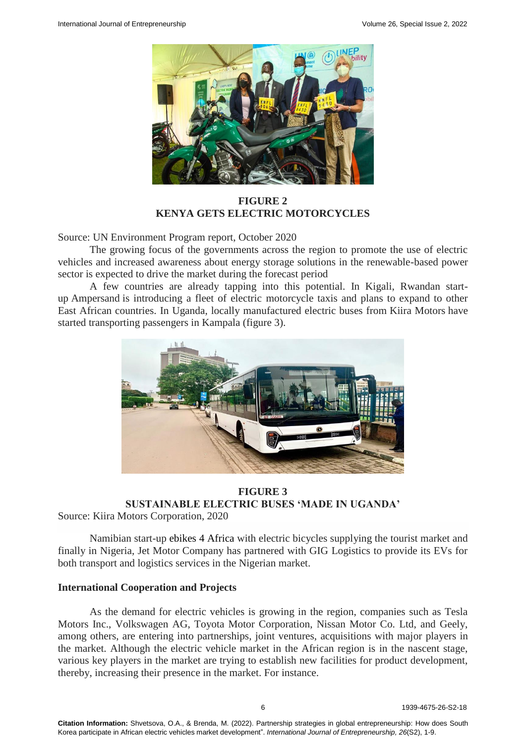**FIGURE 2**
**KENYA GETS ELECTRIC MOTORCYCLES**

Source: UN Environment Program report, October 2020

The growing focus of the governments across the region to promote the use of electric vehicles and increased awareness about energy storage solutions in the renewable-based power sector is expected to drive the market during the forecast period

A few countries are already tapping into this potential. In Kigali, Rwandan start-up Ampersand is introducing a fleet of electric motorcycle taxis and plans to expand to other East African countries. In Uganda, locally manufactured electric buses from Kiira Motors have started transporting passengers in Kampala (figure 3).

**FIGURE 3**
**SUSTAINABLE ELECTRIC BUSES 'MADE IN UGANDA'**

Source: Kiira Motors Corporation, 2020

Namibian start-up ebikes 4 Africa with electric bicycles supplying the tourist market and finally in Nigeria, Jet Motor Company has partnered with GIG Logistics to provide its EVs for both transport and logistics services in the Nigerian market.

**International Cooperation and Projects**

As the demand for electric vehicles is growing in the region, companies such as Tesla Motors Inc., Volkswagen AG, Toyota Motor Corporation, Nissan Motor Co. Ltd, and Geely, among others, are entering into partnerships, joint ventures, acquisitions with major players in the market. Although the electric vehicle market in the African region is in the nascent stage, various key players in the market are trying to establish new facilities for product development, thereby, increasing their presence in the market. For instance.

**Citation Information:** Shvetsova, O.A., & Brenda, M. (2022). Partnership strategies in global entrepreneurship: How does South Korea participate in African electric vehicles market development". *International Journal of Entrepreneurship, 26*(S2), 1-9.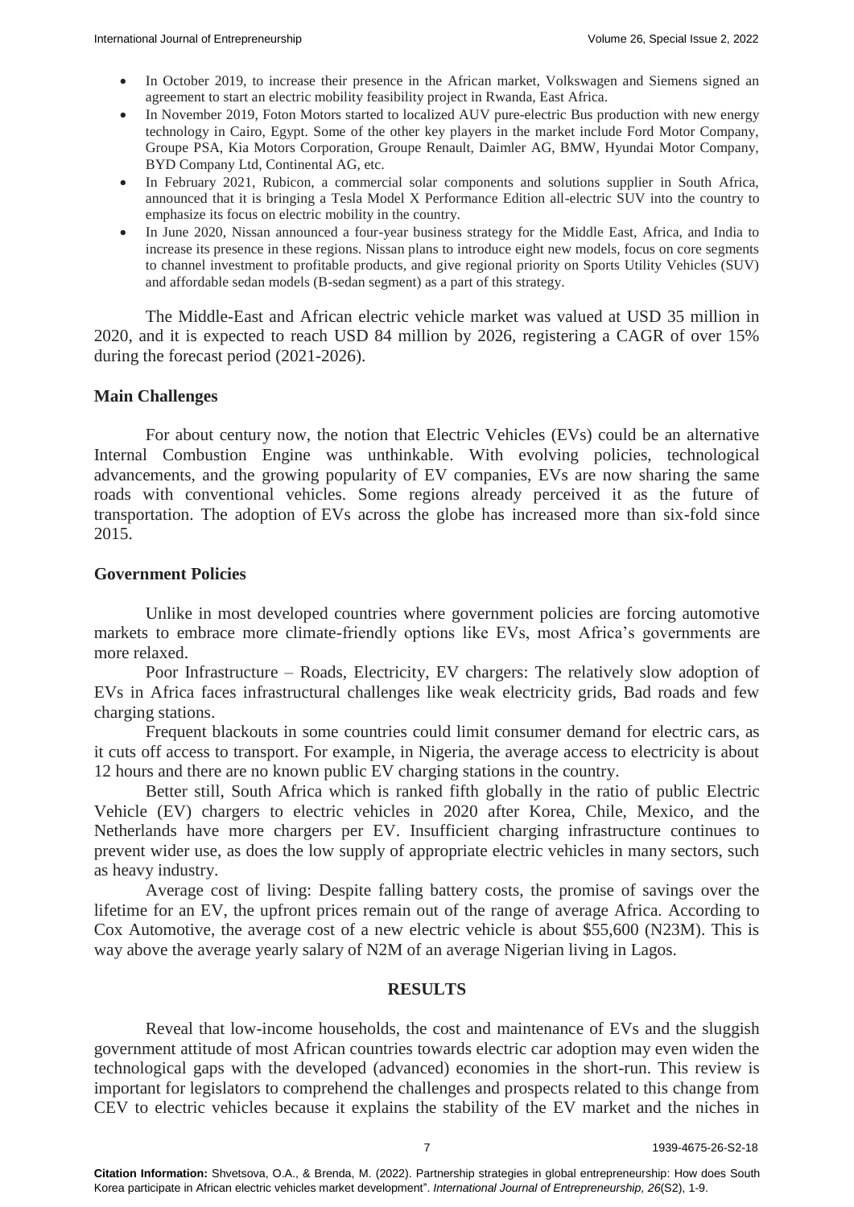- In October 2019, to increase their presence in the African market, Volkswagen and Siemens signed an agreement to start an electric mobility feasibility project in Rwanda, East Africa.
- In November 2019, Foton Motors started to localized AUV pure-electric Bus production with new energy technology in Cairo, Egypt. Some of the other key players in the market include Ford Motor Company, Groupe PSA, Kia Motors Corporation, Groupe Renault, Daimler AG, BMW, Hyundai Motor Company, BYD Company Ltd, Continental AG, etc.
- In February 2021, Rubicon, a commercial solar components and solutions supplier in South Africa, announced that it is bringing a Tesla Model X Performance Edition all-electric SUV into the country to emphasize its focus on electric mobility in the country.
- In June 2020, Nissan announced a four-year business strategy for the Middle East, Africa, and India to increase its presence in these regions. Nissan plans to introduce eight new models, focus on core segments to channel investment to profitable products, and give regional priority on Sports Utility Vehicles (SUV) and affordable sedan models (B-sedan segment) as a part of this strategy.

The Middle-East and African electric vehicle market was valued at USD 35 million in 2020, and it is expected to reach USD 84 million by 2026, registering a CAGR of over 15% during the forecast period (2021-2026).

### Main Challenges

For about century now, the notion that Electric Vehicles (EVs) could be an alternative Internal Combustion Engine was unthinkable. With evolving policies, technological advancements, and the growing popularity of EV companies, EVs are now sharing the same roads with conventional vehicles. Some regions already perceived it as the future of transportation. The adoption of EVs across the globe has increased more than six-fold since 2015.

### Government Policies

Unlike in most developed countries where government policies are forcing automotive markets to embrace more climate-friendly options like EVs, most Africa's governments are more relaxed.

Poor Infrastructure – Roads, Electricity, EV chargers: The relatively slow adoption of EVs in Africa faces infrastructural challenges like weak electricity grids, Bad roads and few charging stations.

Frequent blackouts in some countries could limit consumer demand for electric cars, as it cuts off access to transport. For example, in Nigeria, the average access to electricity is about 12 hours and there are no known public EV charging stations in the country.

Better still, South Africa which is ranked fifth globally in the ratio of public Electric Vehicle (EV) chargers to electric vehicles in 2020 after Korea, Chile, Mexico, and the Netherlands have more chargers per EV. Insufficient charging infrastructure continues to prevent wider use, as does the low supply of appropriate electric vehicles in many sectors, such as heavy industry.

Average cost of living: Despite falling battery costs, the promise of savings over the lifetime for an EV, the upfront prices remain out of the range of average Africa. According to Cox Automotive, the average cost of a new electric vehicle is about $55,600 (N23M). This is way above the average yearly salary of N2M of an average Nigerian living in Lagos.

## RESULTS

Reveal that low-income households, the cost and maintenance of EVs and the sluggish government attitude of most African countries towards electric car adoption may even widen the technological gaps with the developed (advanced) economies in the short-run. This review is important for legislators to comprehend the challenges and prospects related to this change from CEV to electric vehicles because it explains the stability of the EV market and the niches in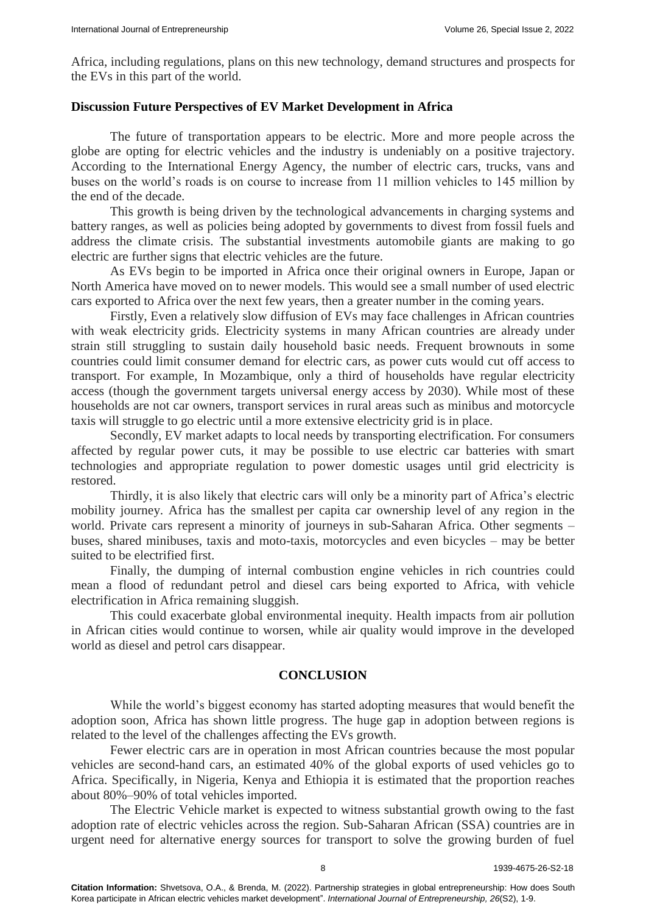Africa, including regulations, plans on this new technology, demand structures and prospects for the EVs in this part of the world.

### Discussion Future Perspectives of EV Market Development in Africa

The future of transportation appears to be electric. More and more people across the globe are opting for electric vehicles and the industry is undeniably on a positive trajectory. According to the International Energy Agency, the number of electric cars, trucks, vans and buses on the world's roads is on course to increase from 11 million vehicles to 145 million by the end of the decade.

This growth is being driven by the technological advancements in charging systems and battery ranges, as well as policies being adopted by governments to divest from fossil fuels and address the climate crisis. The substantial investments automobile giants are making to go electric are further signs that electric vehicles are the future.

As EVs begin to be imported in Africa once their original owners in Europe, Japan or North America have moved on to newer models. This would see a small number of used electric cars exported to Africa over the next few years, then a greater number in the coming years.

Firstly, Even a relatively slow diffusion of EVs may face challenges in African countries with weak electricity grids. Electricity systems in many African countries are already under strain still struggling to sustain daily household basic needs. Frequent brownouts in some countries could limit consumer demand for electric cars, as power cuts would cut off access to transport. For example, In Mozambique, only a third of households have regular electricity access (though the government targets universal energy access by 2030). While most of these households are not car owners, transport services in rural areas such as minibus and motorcycle taxis will struggle to go electric until a more extensive electricity grid is in place.

Secondly, EV market adapts to local needs by transporting electrification. For consumers affected by regular power cuts, it may be possible to use electric car batteries with smart technologies and appropriate regulation to power domestic usages until grid electricity is restored.

Thirdly, it is also likely that electric cars will only be a minority part of Africa's electric mobility journey. Africa has the smallest per capita car ownership level of any region in the world. Private cars represent a minority of journeys in sub-Saharan Africa. Other segments – buses, shared minibuses, taxis and moto-taxis, motorcycles and even bicycles – may be better suited to be electrified first.

Finally, the dumping of internal combustion engine vehicles in rich countries could mean a flood of redundant petrol and diesel cars being exported to Africa, with vehicle electrification in Africa remaining sluggish.

This could exacerbate global environmental inequity. Health impacts from air pollution in African cities would continue to worsen, while air quality would improve in the developed world as diesel and petrol cars disappear.

## CONCLUSION

While the world's biggest economy has started adopting measures that would benefit the adoption soon, Africa has shown little progress. The huge gap in adoption between regions is related to the level of the challenges affecting the EVs growth.

Fewer electric cars are in operation in most African countries because the most popular vehicles are second-hand cars, an estimated 40% of the global exports of used vehicles go to Africa. Specifically, in Nigeria, Kenya and Ethiopia it is estimated that the proportion reaches about 80%–90% of total vehicles imported.

The Electric Vehicle market is expected to witness substantial growth owing to the fast adoption rate of electric vehicles across the region. Sub-Saharan African (SSA) countries are in urgent need for alternative energy sources for transport to solve the growing burden of fuel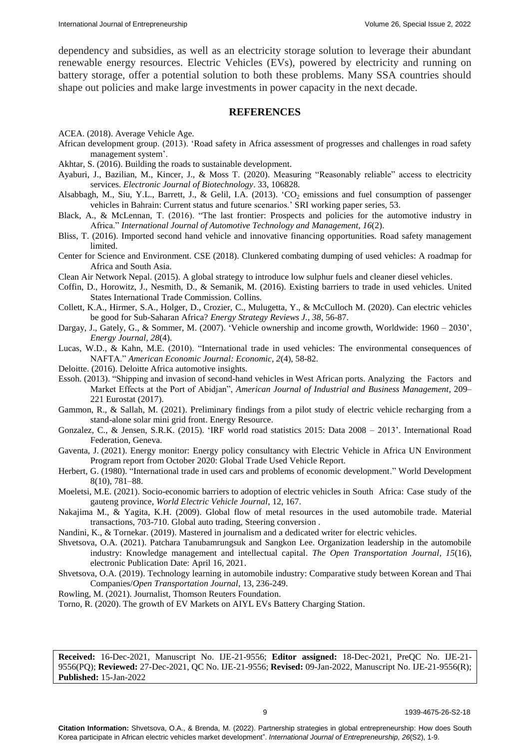dependency and subsidies, as well as an electricity storage solution to leverage their abundant renewable energy resources. Electric Vehicles (EVs), powered by electricity and running on battery storage, offer a potential solution to both these problems. Many SSA countries should shape out policies and make large investments in power capacity in the next decade.

## REFERENCES

ACEA. (2018). Average Vehicle Age.

African development group. (2013). 'Road safety in Africa assessment of progresses and challenges in road safety management system'.

Akhtar, S. (2016). Building the roads to sustainable development.

Ayaburi, J., Bazilian, M., Kincer, J., & Moss T. (2020). Measuring "Reasonably reliable" access to electricity services. *Electronic Journal of Biotechnology*. 33, 106828.

Alsabbagh, M., Siu, Y.L., Barrett, J., & Gelil, I.A. (2013). '$CO_2$ emissions and fuel consumption of passenger vehicles in Bahrain: Current status and future scenarios.' SRI working paper series, 53.

Black, A., & McLennan, T. (2016). "The last frontier: Prospects and policies for the automotive industry in Africa." *International Journal of Automotive Technology and Management, 16*(2).

Bliss, T. (2016). Imported second hand vehicle and innovative financing opportunities. Road safety management limited.

Center for Science and Environment. CSE (2018). Clunkered combating dumping of used vehicles: A roadmap for Africa and South Asia.

Clean Air Network Nepal. (2015). A global strategy to introduce low sulphur fuels and cleaner diesel vehicles.

Coffin, D., Horowitz, J., Nesmith, D., & Semanik, M. (2016). Existing barriers to trade in used vehicles. United States International Trade Commission. Collins.

Collett, K.A., Hirmer, S.A., Holger, D., Crozier, C., Mulugetta, Y., & McCulloch M. (2020). Can electric vehicles be good for Sub-Saharan Africa? *Energy Strategy Reviews J., 38*, 56-87.

Dargay, J., Gately, G., & Sommer, M. (2007). 'Vehicle ownership and income growth, Worldwide: 1960 – 2030', *Energy Journal, 28*(4).

Lucas, W.D., & Kahn, M.E. (2010). "International trade in used vehicles: The environmental consequences of NAFTA." *American Economic Journal: Economic, 2*(4), 58-82.

Deloitte. (2016). Deloitte Africa automotive insights.

Essoh. (2013). "Shipping and invasion of second-hand vehicles in West African ports. Analyzing the Factors and Market Effects at the Port of Abidjan", *American Journal of Industrial and Business Management*, 209–221 Eurostat (2017).

Gammon, R., & Sallah, M. (2021). Preliminary findings from a pilot study of electric vehicle recharging from a stand-alone solar mini grid front. Energy Resource.

Gonzalez, C., & Jensen, S.R.K. (2015). 'IRF world road statistics 2015: Data 2008 – 2013'. International Road Federation, Geneva.

Gaventa, J. (2021). Energy monitor: Energy policy consultancy with Electric Vehicle in Africa UN Environment Program report from October 2020: Global Trade Used Vehicle Report.

Herbert, G. (1980). "International trade in used cars and problems of economic development." World Development 8(10), 781–88.

Moeletsi, M.E. (2021). Socio-economic barriers to adoption of electric vehicles in South Africa: Case study of the gauteng province, *World Electric Vehicle Journal*, 12, 167.

Nakajima M., & Yagita, K.H. (2009). Global flow of metal resources in the used automobile trade. Material transactions, 703-710. Global auto trading, Steering conversion .

Nandini, K., & Tornekar. (2019). Mastered in journalism and a dedicated writer for electric vehicles.

Shvetsova, O.A. (2021). Patchara Tanubamrungsuk and Sangkon Lee. Organization leadership in the automobile industry: Knowledge management and intellectual capital. *The Open Transportation Journal, 15*(16), electronic Publication Date: April 16, 2021.

Shvetsova, O.A. (2019). Technology learning in automobile industry: Comparative study between Korean and Thai Companies/*Open Transportation Journal*, 13, 236-249.

Rowling, M. (2021). Journalist, Thomson Reuters Foundation.

Torno, R. (2020). The growth of EV Markets on AIYL EVs Battery Charging Station.

**Received:** 16-Dec-2021, Manuscript No. IJE-21-9556; **Editor assigned:** 18-Dec-2021, PreQC No. IJE-21-9556(PQ); **Reviewed:** 27-Dec-2021, QC No. IJE-21-9556; **Revised:** 09-Jan-2022, Manuscript No. IJE-21-9556(R); **Published:** 15-Jan-2022

**Citation Information:** Shvetsova, O.A., & Brenda, M. (2022). Partnership strategies in global entrepreneurship: How does South Korea participate in African electric vehicles market development". *International Journal of Entrepreneurship, 26*(S2), 1-9.